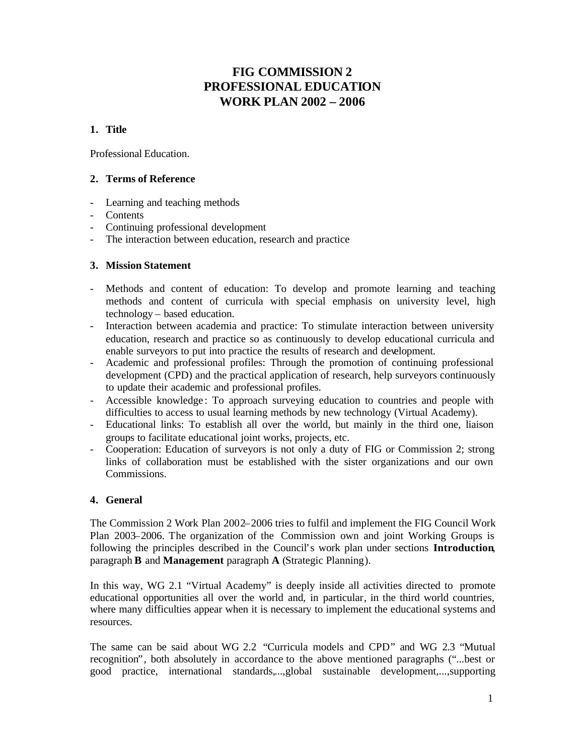# FIG COMMISSION 2
# PROFESSIONAL EDUCATION
# WORK PLAN 2002 – 2006

## 1. Title

Professional Education.

## 2. Terms of Reference

- Learning and teaching methods
- Contents
- Continuing professional development
- The interaction between education, research and practice

## 3. Mission Statement

- Methods and content of education: To develop and promote learning and teaching methods and content of curricula with special emphasis on university level, high technology – based education.
- Interaction between academia and practice: To stimulate interaction between university education, research and practice so as continuously to develop educational curricula and enable surveyors to put into practice the results of research and development.
- Academic and professional profiles: Through the promotion of continuing professional development (CPD) and the practical application of research, help surveyors continuously to update their academic and professional profiles.
- Accessible knowledge: To approach surveying education to countries and people with difficulties to access to usual learning methods by new technology (Virtual Academy).
- Educational links: To establish all over the world, but mainly in the third one, liaison groups to facilitate educational joint works, projects, etc.
- Cooperation: Education of surveyors is not only a duty of FIG or Commission 2; strong links of collaboration must be established with the sister organizations and our own Commissions.

## 4. General

The Commission 2 Work Plan 2002–2006 tries to fulfil and implement the FIG Council Work Plan 2003–2006. The organization of the Commission own and joint Working Groups is following the principles described in the Council's work plan under sections **Introduction**, paragraph **B** and **Management** paragraph **A** (Strategic Planning).

In this way, WG 2.1 "Virtual Academy" is deeply inside all activities directed to promote educational opportunities all over the world and, in particular, in the third world countries, where many difficulties appear when it is necessary to implement the educational systems and resources.

The same can be said about WG 2.2 "Curricula models and CPD" and WG 2.3 "Mutual recognition", both absolutely in accordance to the above mentioned paragraphs ("...best or good practice, international standards,...,global sustainable development,...,supporting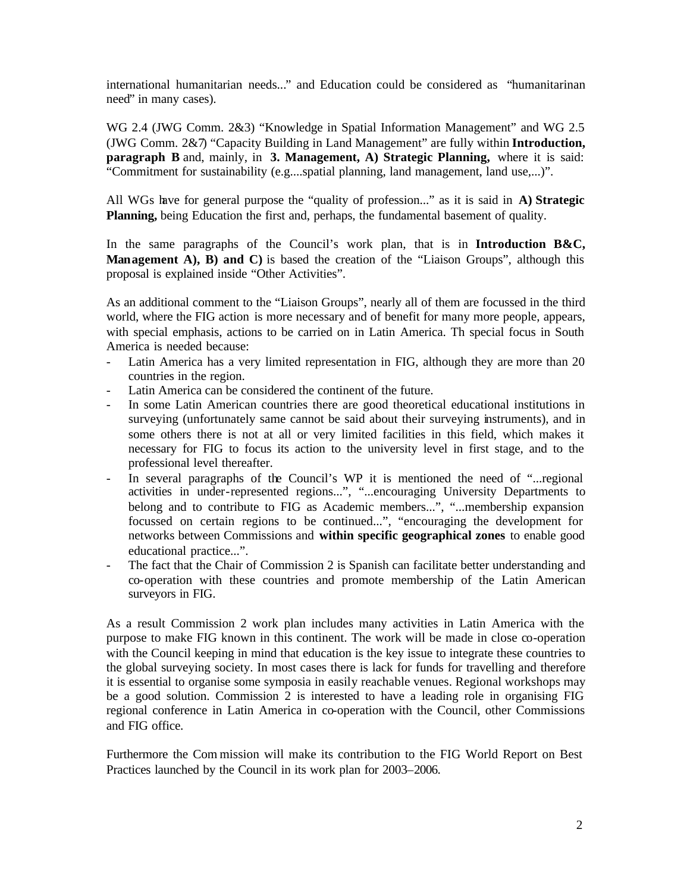international humanitarian needs..." and Education could be considered as "humanitarinan need" in many cases).

WG 2.4 (JWG Comm. 2&3) "Knowledge in Spatial Information Management" and WG 2.5 (JWG Comm. 2&7) "Capacity Building in Land Management" are fully within **Introduction, paragraph B** and, mainly, in **3. Management, A) Strategic Planning,** where it is said: "Commitment for sustainability (e.g....spatial planning, land management, land use,...)".

All WGs have for general purpose the "quality of profession..." as it is said in **A) Strategic Planning,** being Education the first and, perhaps, the fundamental basement of quality.

In the same paragraphs of the Council's work plan, that is in **Introduction B&C, Management A), B) and C)** is based the creation of the "Liaison Groups", although this proposal is explained inside "Other Activities".

As an additional comment to the "Liaison Groups", nearly all of them are focussed in the third world, where the FIG action is more necessary and of benefit for many more people, appears, with special emphasis, actions to be carried on in Latin America. Th special focus in South America is needed because:

- Latin America has a very limited representation in FIG, although they are more than 20 countries in the region.
- Latin America can be considered the continent of the future.
- In some Latin American countries there are good theoretical educational institutions in surveying (unfortunately same cannot be said about their surveying instruments), and in some others there is not at all or very limited facilities in this field, which makes it necessary for FIG to focus its action to the university level in first stage, and to the professional level thereafter.
- In several paragraphs of the Council's WP it is mentioned the need of "...regional activities in under-represented regions...", "...encouraging University Departments to belong and to contribute to FIG as Academic members...", "...membership expansion focussed on certain regions to be continued...", "encouraging the development for networks between Commissions and **within specific geographical zones** to enable good educational practice...".
- The fact that the Chair of Commission 2 is Spanish can facilitate better understanding and co-operation with these countries and promote membership of the Latin American surveyors in FIG.

As a result Commission 2 work plan includes many activities in Latin America with the purpose to make FIG known in this continent. The work will be made in close co-operation with the Council keeping in mind that education is the key issue to integrate these countries to the global surveying society. In most cases there is lack for funds for travelling and therefore it is essential to organise some symposia in easily reachable venues. Regional workshops may be a good solution. Commission 2 is interested to have a leading role in organising FIG regional conference in Latin America in co-operation with the Council, other Commissions and FIG office.

Furthermore the Commission will make its contribution to the FIG World Report on Best Practices launched by the Council in its work plan for 2003–2006.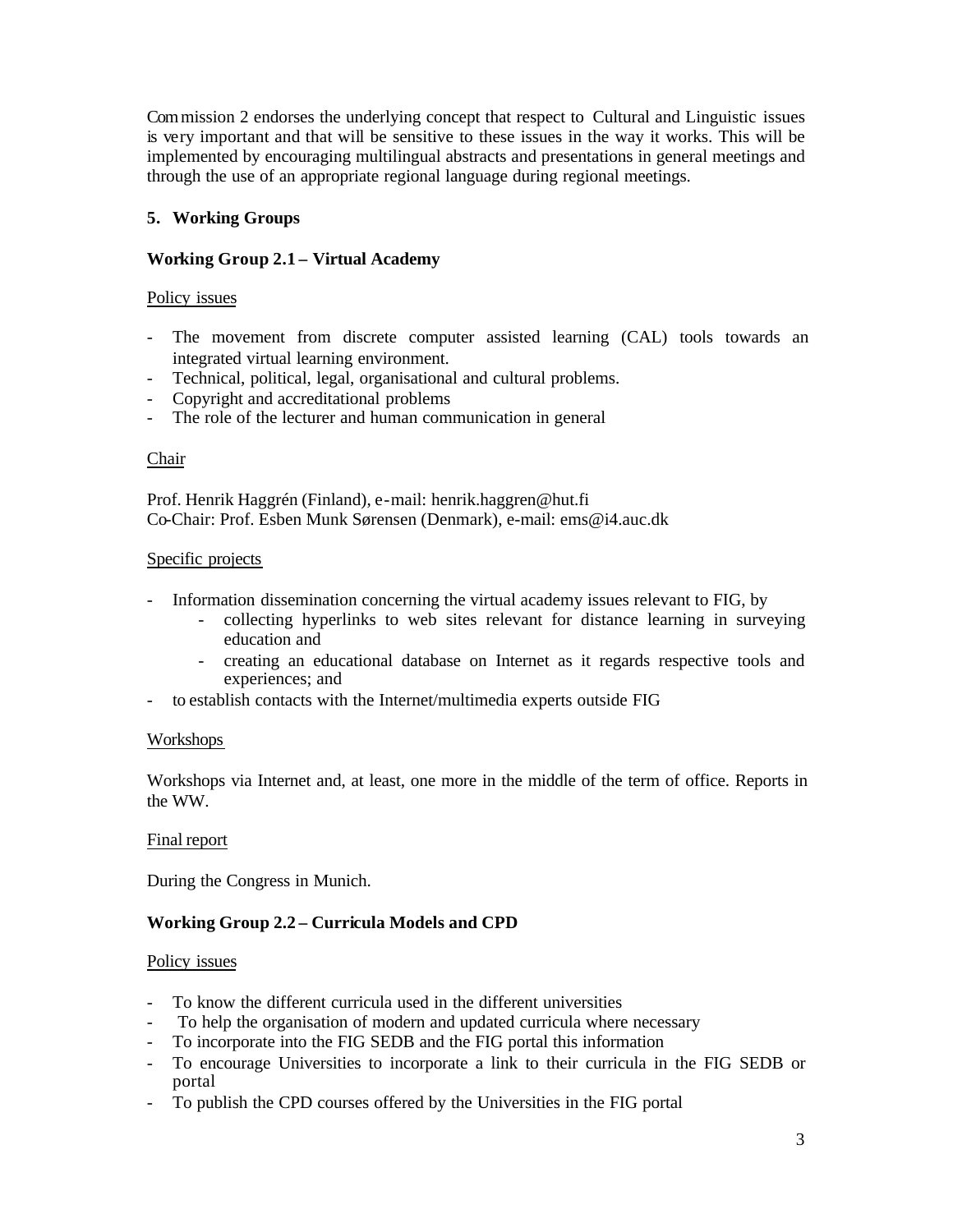Commission 2 endorses the underlying concept that respect to Cultural and Linguistic issues is very important and that will be sensitive to these issues in the way it works. This will be implemented by encouraging multilingual abstracts and presentations in general meetings and through the use of an appropriate regional language during regional meetings.

## 5. Working Groups

### Working Group 2.1 – Virtual Academy

<u>Policy issues</u>

- The movement from discrete computer assisted learning (CAL) tools towards an integrated virtual learning environment.
- Technical, political, legal, organisational and cultural problems.
- Copyright and accreditational problems
- The role of the lecturer and human communication in general

<u>Chair</u>

Prof. Henrik Haggrén (Finland), e-mail: henrik.haggren@hut.fi
Co-Chair: Prof. Esben Munk Sørensen (Denmark), e-mail: ems@i4.auc.dk

<u>Specific projects</u>

- Information dissemination concerning the virtual academy issues relevant to FIG, by
  - collecting hyperlinks to web sites relevant for distance learning in surveying education and
  - creating an educational database on Internet as it regards respective tools and experiences; and
- to establish contacts with the Internet/multimedia experts outside FIG

<u>Workshops</u>

Workshops via Internet and, at least, one more in the middle of the term of office. Reports in the WW.

<u>Final report</u>

During the Congress in Munich.

### Working Group 2.2 – Curricula Models and CPD

<u>Policy issues</u>

- To know the different curricula used in the different universities
- To help the organisation of modern and updated curricula where necessary
- To incorporate into the FIG SEDB and the FIG portal this information
- To encourage Universities to incorporate a link to their curricula in the FIG SEDB or portal
- To publish the CPD courses offered by the Universities in the FIG portal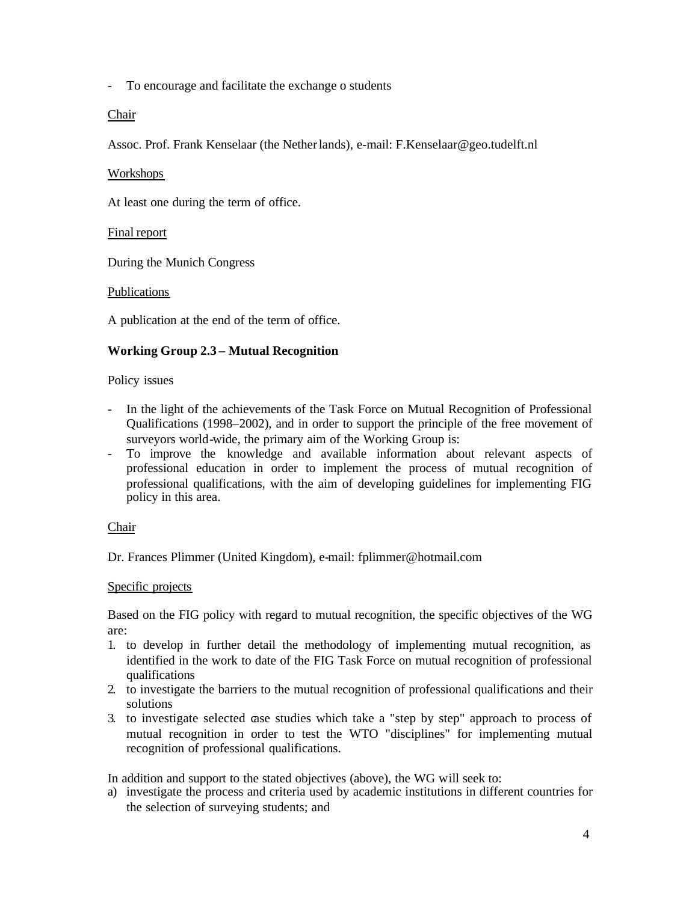- To encourage and facilitate the exchange o students

Chair

Assoc. Prof. Frank Kenselaar (the Netherlands), e-mail: F.Kenselaar@geo.tudelft.nl

Workshops

At least one during the term of office.

Final report

During the Munich Congress

Publications

A publication at the end of the term of office.

**Working Group 2.3 – Mutual Recognition**

Policy issues

- In the light of the achievements of the Task Force on Mutual Recognition of Professional Qualifications (1998–2002), and in order to support the principle of the free movement of surveyors world-wide, the primary aim of the Working Group is:
- To improve the knowledge and available information about relevant aspects of professional education in order to implement the process of mutual recognition of professional qualifications, with the aim of developing guidelines for implementing FIG policy in this area.

Chair

Dr. Frances Plimmer (United Kingdom), e-mail: fplimmer@hotmail.com

Specific projects

Based on the FIG policy with regard to mutual recognition, the specific objectives of the WG are:

1. to develop in further detail the methodology of implementing mutual recognition, as identified in the work to date of the FIG Task Force on mutual recognition of professional qualifications
2. to investigate the barriers to the mutual recognition of professional qualifications and their solutions
3. to investigate selected case studies which take a "step by step" approach to process of mutual recognition in order to test the WTO "disciplines" for implementing mutual recognition of professional qualifications.

In addition and support to the stated objectives (above), the WG will seek to:

a) investigate the process and criteria used by academic institutions in different countries for the selection of surveying students; and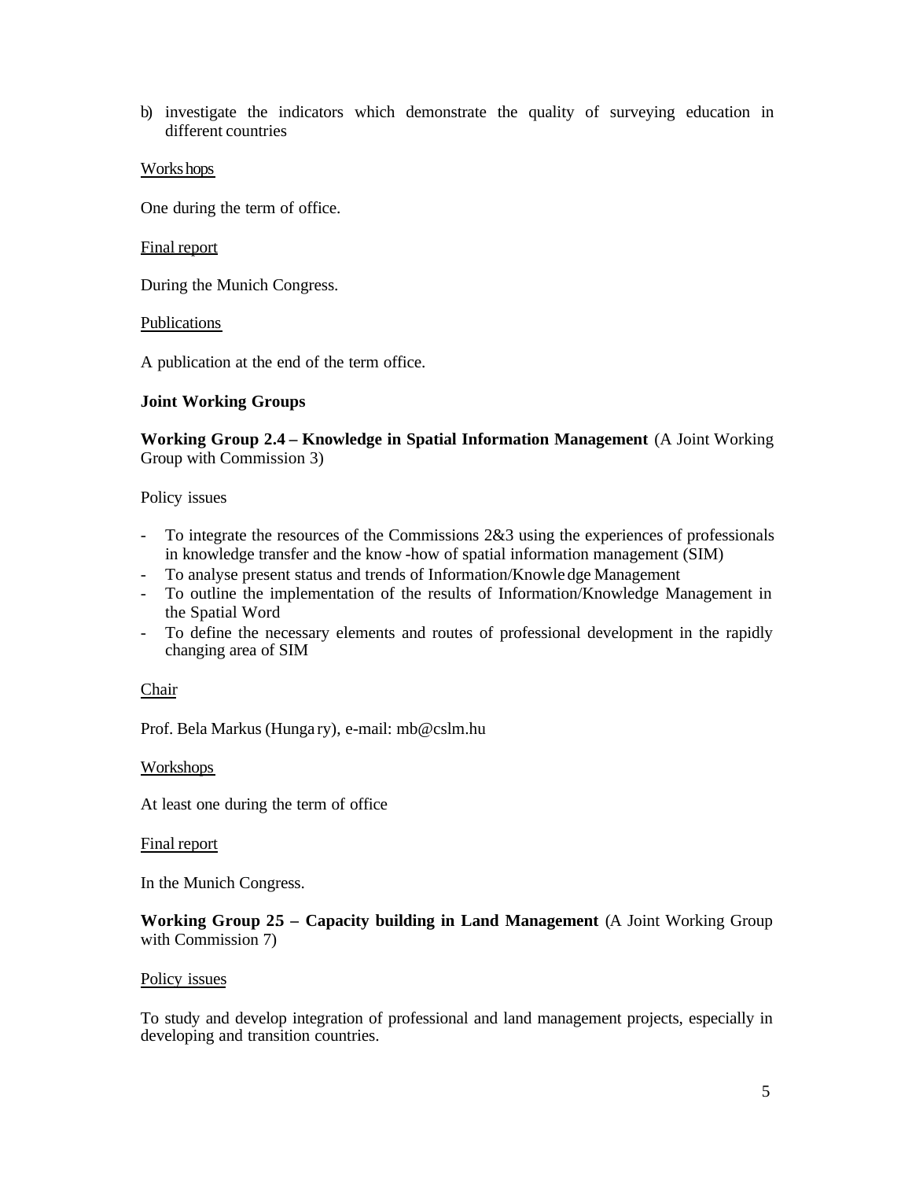b) investigate the indicators which demonstrate the quality of surveying education in different countries

Workshops

One during the term of office.

Final report

During the Munich Congress.

Publications

A publication at the end of the term office.

**Joint Working Groups**

**Working Group 2.4 – Knowledge in Spatial Information Management** (A Joint Working Group with Commission 3)

Policy issues

- To integrate the resources of the Commissions 2&3 using the experiences of professionals in knowledge transfer and the know-how of spatial information management (SIM)
- To analyse present status and trends of Information/Knowledge Management
- To outline the implementation of the results of Information/Knowledge Management in the Spatial Word
- To define the necessary elements and routes of professional development in the rapidly changing area of SIM

Chair

Prof. Bela Markus (Hungary), e-mail: mb@cslm.hu

Workshops

At least one during the term of office

Final report

In the Munich Congress.

**Working Group 25 – Capacity building in Land Management** (A Joint Working Group with Commission 7)

Policy issues

To study and develop integration of professional and land management projects, especially in developing and transition countries.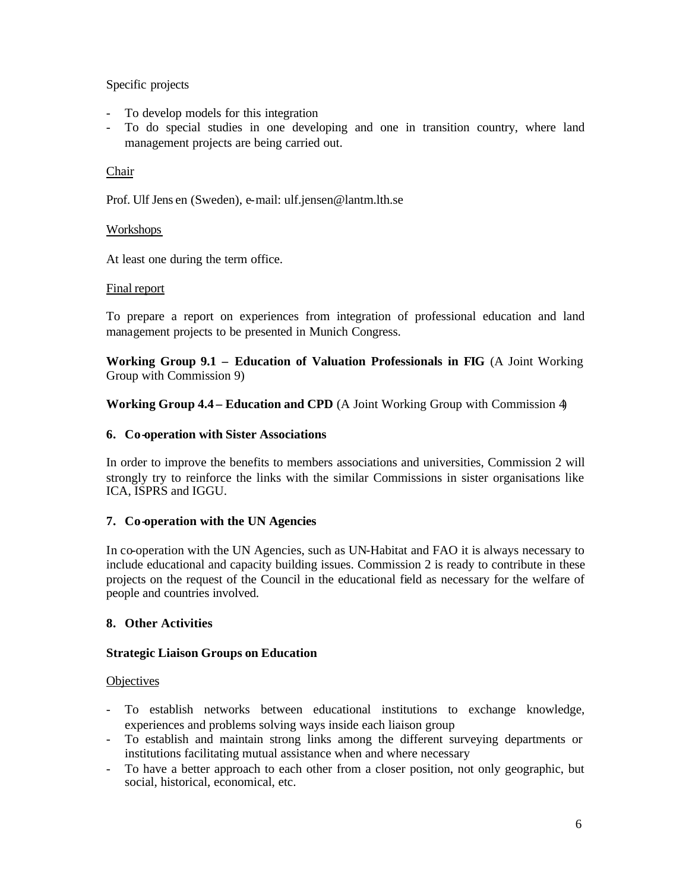Specific projects

- To develop models for this integration
- To do special studies in one developing and one in transition country, where land management projects are being carried out.

Chair

Prof. Ulf Jensen (Sweden), e-mail: ulf.jensen@lantm.lth.se

Workshops

At least one during the term office.

Final report

To prepare a report on experiences from integration of professional education and land management projects to be presented in Munich Congress.

**Working Group 9.1 – Education of Valuation Professionals in FIG** (A Joint Working Group with Commission 9)

**Working Group 4.4 – Education and CPD** (A Joint Working Group with Commission 4)

## 6. Co-operation with Sister Associations

In order to improve the benefits to members associations and universities, Commission 2 will strongly try to reinforce the links with the similar Commissions in sister organisations like ICA, ISPRS and IGGU.

## 7. Co-operation with the UN Agencies

In co-operation with the UN Agencies, such as UN-Habitat and FAO it is always necessary to include educational and capacity building issues. Commission 2 is ready to contribute in these projects on the request of the Council in the educational field as necessary for the welfare of people and countries involved.

## 8. Other Activities

**Strategic Liaison Groups on Education**

Objectives

- To establish networks between educational institutions to exchange knowledge, experiences and problems solving ways inside each liaison group
- To establish and maintain strong links among the different surveying departments or institutions facilitating mutual assistance when and where necessary
- To have a better approach to each other from a closer position, not only geographic, but social, historical, economical, etc.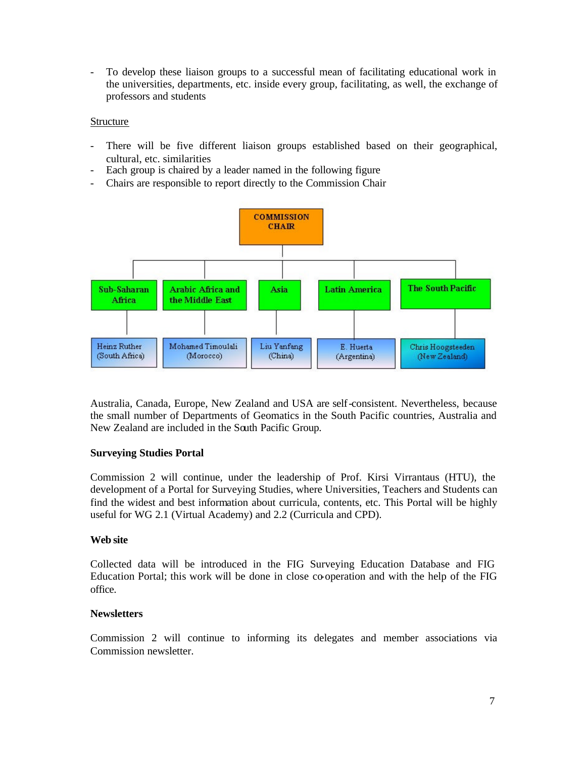- To develop these liaison groups to a successful mean of facilitating educational work in the universities, departments, etc. inside every group, facilitating, as well, the exchange of professors and students

Structure

- There will be five different liaison groups established based on their geographical, cultural, etc. similarities
- Each group is chaired by a leader named in the following figure
- Chairs are responsible to report directly to the Commission Chair

COMMISSION CHAIR

| Sub-Saharan Africa | Arabic Africa and the Middle East | Asia | Latin America | The South Pacific |
|---|---|---|---|---|
| Heinz Ruther (South Africa) | Mohamed Timoulali (Morocco) | Liu Yanfang (China) | E. Huerta (Argentina) | Chris Hoogsteeden (New Zealand) |

Australia, Canada, Europe, New Zealand and USA are self-consistent. Nevertheless, because the small number of Departments of Geomatics in the South Pacific countries, Australia and New Zealand are included in the South Pacific Group.

**Surveying Studies Portal**

Commission 2 will continue, under the leadership of Prof. Kirsi Virrantaus (HTU), the development of a Portal for Surveying Studies, where Universities, Teachers and Students can find the widest and best information about curricula, contents, etc. This Portal will be highly useful for WG 2.1 (Virtual Academy) and 2.2 (Curricula and CPD).

**Web site**

Collected data will be introduced in the FIG Surveying Education Database and FIG Education Portal; this work will be done in close co-operation and with the help of the FIG office.

**Newsletters**

Commission 2 will continue to informing its delegates and member associations via Commission newsletter.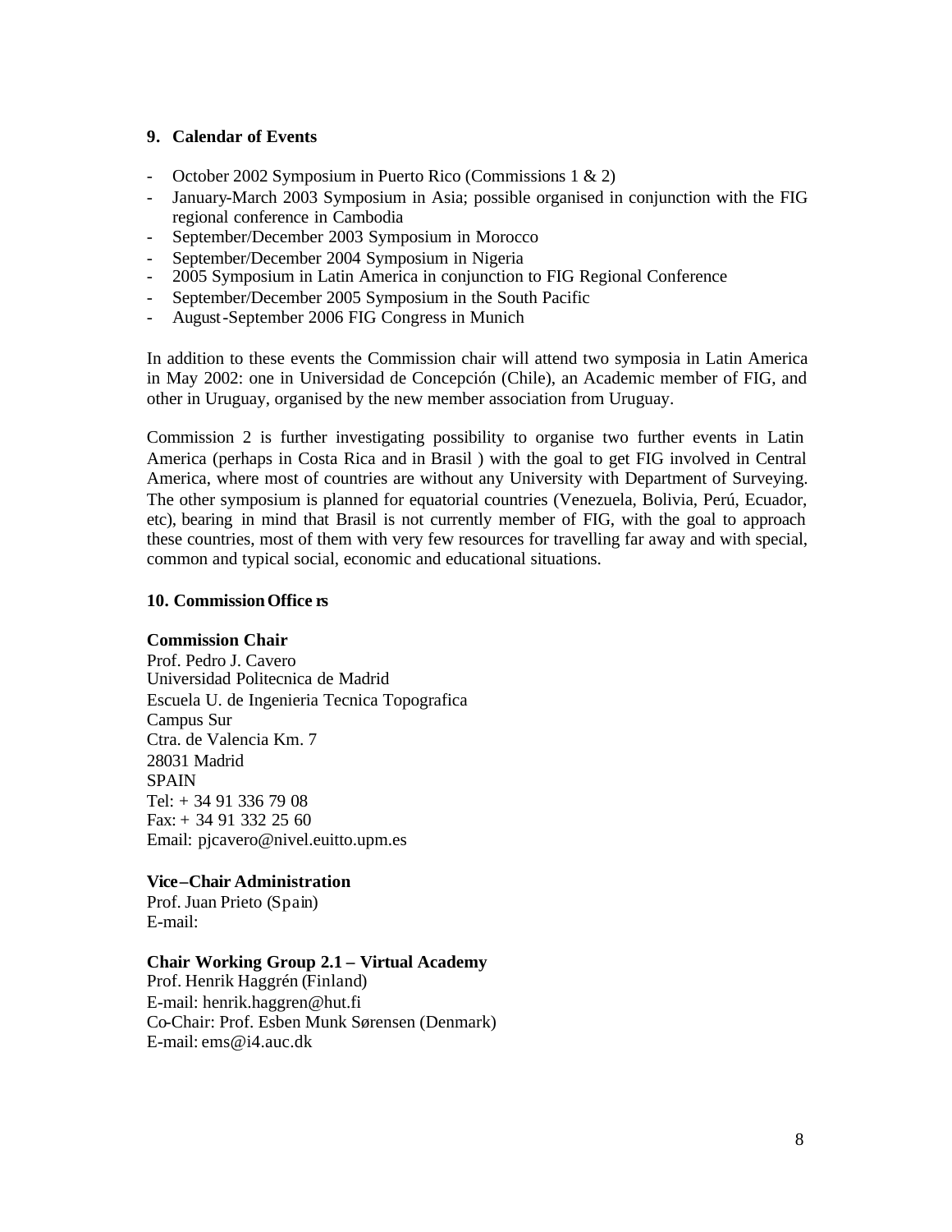## 9. Calendar of Events

- October 2002 Symposium in Puerto Rico (Commissions 1 & 2)
- January-March 2003 Symposium in Asia; possible organised in conjunction with the FIG regional conference in Cambodia
- September/December 2003 Symposium in Morocco
- September/December 2004 Symposium in Nigeria
- 2005 Symposium in Latin America in conjunction to FIG Regional Conference
- September/December 2005 Symposium in the South Pacific
- August-September 2006 FIG Congress in Munich

In addition to these events the Commission chair will attend two symposia in Latin America in May 2002: one in Universidad de Concepción (Chile), an Academic member of FIG, and other in Uruguay, organised by the new member association from Uruguay.

Commission 2 is further investigating possibility to organise two further events in Latin America (perhaps in Costa Rica and in Brasil ) with the goal to get FIG involved in Central America, where most of countries are without any University with Department of Surveying. The other symposium is planned for equatorial countries (Venezuela, Bolivia, Perú, Ecuador, etc), bearing in mind that Brasil is not currently member of FIG, with the goal to approach these countries, most of them with very few resources for travelling far away and with special, common and typical social, economic and educational situations.

## 10. Commission Officers

**Commission Chair**
Prof. Pedro J. Cavero
Universidad Politecnica de Madrid
Escuela U. de Ingenieria Tecnica Topografica
Campus Sur
Ctra. de Valencia Km. 7
28031 Madrid
SPAIN
Tel: + 34 91 336 79 08
Fax: + 34 91 332 25 60
Email: pjcavero@nivel.euitto.upm.es

**Vice–Chair Administration**
Prof. Juan Prieto (Spain)
E-mail:

**Chair Working Group 2.1 – Virtual Academy**
Prof. Henrik Haggrén (Finland)
E-mail: henrik.haggren@hut.fi
Co-Chair: Prof. Esben Munk Sørensen (Denmark)
E-mail: ems@i4.auc.dk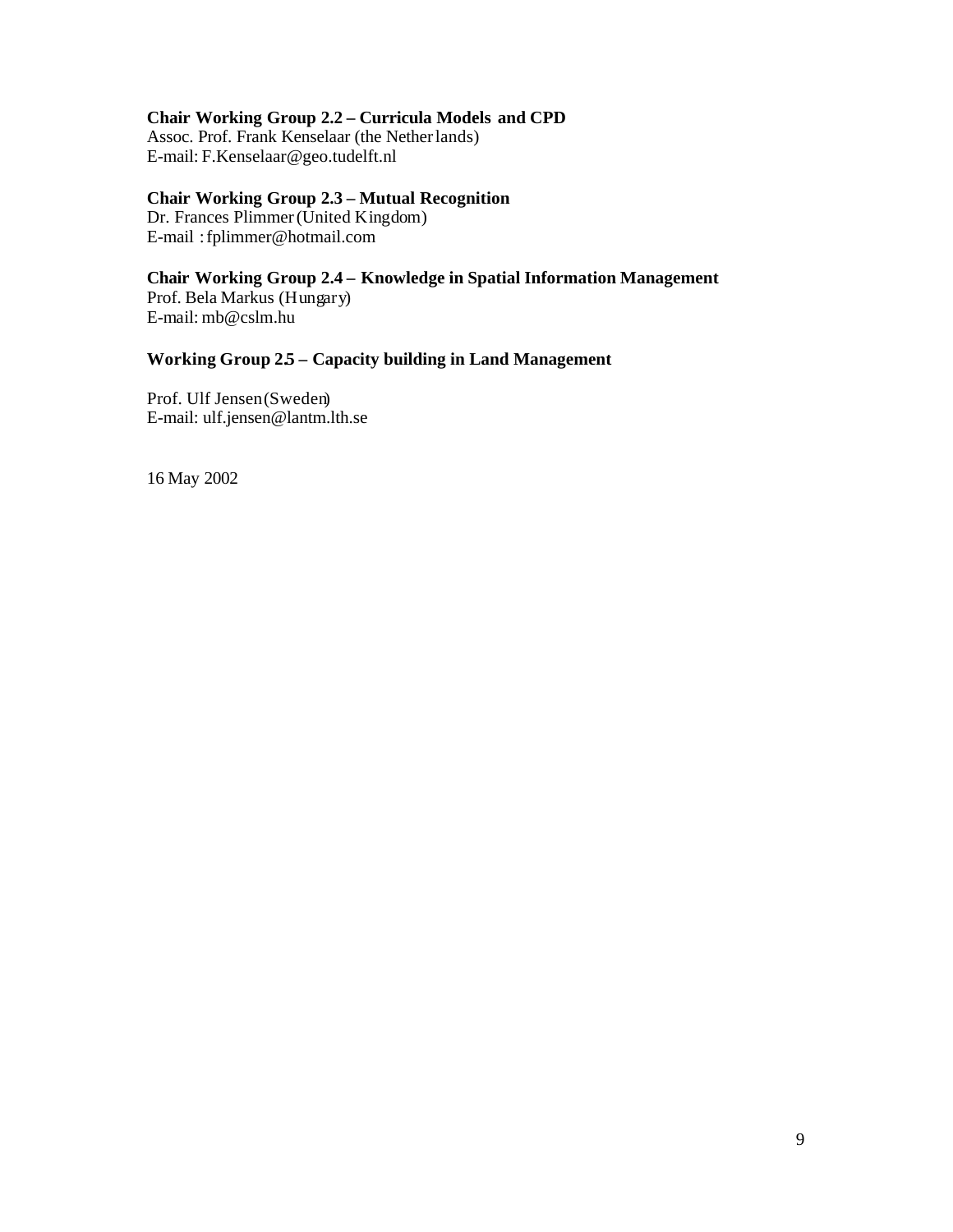**Chair Working Group 2.2 – Curricula Models and CPD**
Assoc. Prof. Frank Kenselaar (the Netherlands)
E-mail: F.Kenselaar@geo.tudelft.nl

**Chair Working Group 2.3 – Mutual Recognition**
Dr. Frances Plimmer (United Kingdom)
E-mail : fplimmer@hotmail.com

**Chair Working Group 2.4 – Knowledge in Spatial Information Management**
Prof. Bela Markus (Hungary)
E-mail: mb@cslm.hu

**Working Group 2.5 – Capacity building in Land Management**

Prof. Ulf Jensen (Sweden)
E-mail: ulf.jensen@lantm.lth.se

16 May 2002